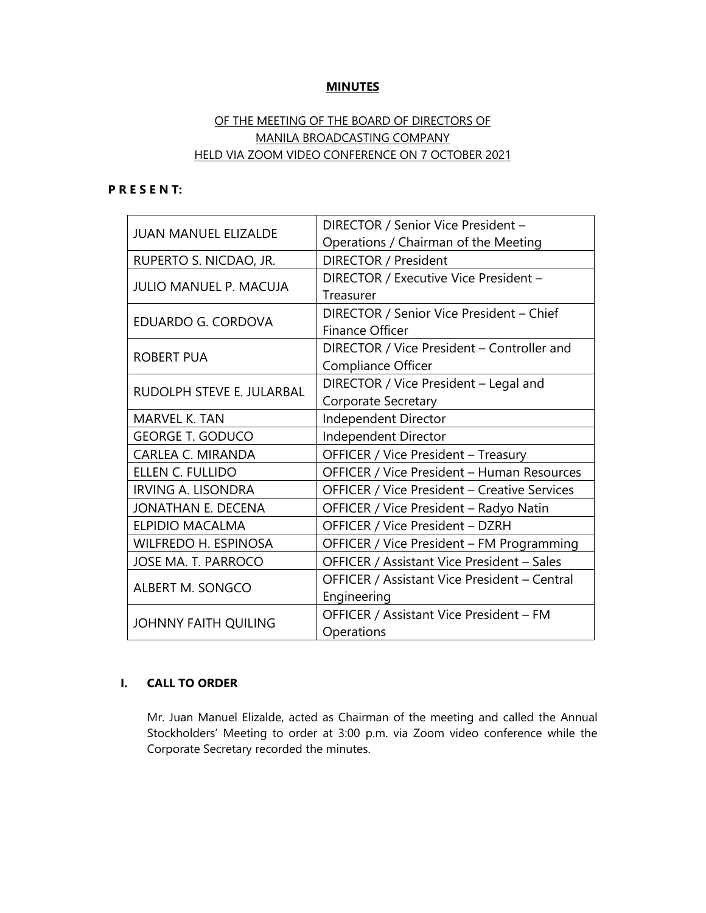# MINUTES

OF THE MEETING OF THE BOARD OF DIRECTORS OF
MANILA BROADCASTING COMPANY
HELD VIA ZOOM VIDEO CONFERENCE ON 7 OCTOBER 2021

**P R E S E N T:**

| | |
|---|---|
| JUAN MANUEL ELIZALDE | DIRECTOR / Senior Vice President – Operations / Chairman of the Meeting |
| RUPERTO S. NICDAO, JR. | DIRECTOR / President |
| JULIO MANUEL P. MACUJA | DIRECTOR / Executive Vice President – Treasurer |
| EDUARDO G. CORDOVA | DIRECTOR / Senior Vice President – Chief Finance Officer |
| ROBERT PUA | DIRECTOR / Vice President – Controller and Compliance Officer |
| RUDOLPH STEVE E. JULARBAL | DIRECTOR / Vice President – Legal and Corporate Secretary |
| MARVEL K. TAN | Independent Director |
| GEORGE T. GODUCO | Independent Director |
| CARLEA C. MIRANDA | OFFICER / Vice President – Treasury |
| ELLEN C. FULLIDO | OFFICER / Vice President – Human Resources |
| IRVING A. LISONDRA | OFFICER / Vice President – Creative Services |
| JONATHAN E. DECENA | OFFICER / Vice President – Radyo Natin |
| ELPIDIO MACALMA | OFFICER / Vice President – DZRH |
| WILFREDO H. ESPINOSA | OFFICER / Vice President – FM Programming |
| JOSE MA. T. PARROCO | OFFICER / Assistant Vice President – Sales |
| ALBERT M. SONGCO | OFFICER / Assistant Vice President – Central Engineering |
| JOHNNY FAITH QUILING | OFFICER / Assistant Vice President – FM Operations |

## I. CALL TO ORDER

Mr. Juan Manuel Elizalde, acted as Chairman of the meeting and called the Annual Stockholders' Meeting to order at 3:00 p.m. via Zoom video conference while the Corporate Secretary recorded the minutes.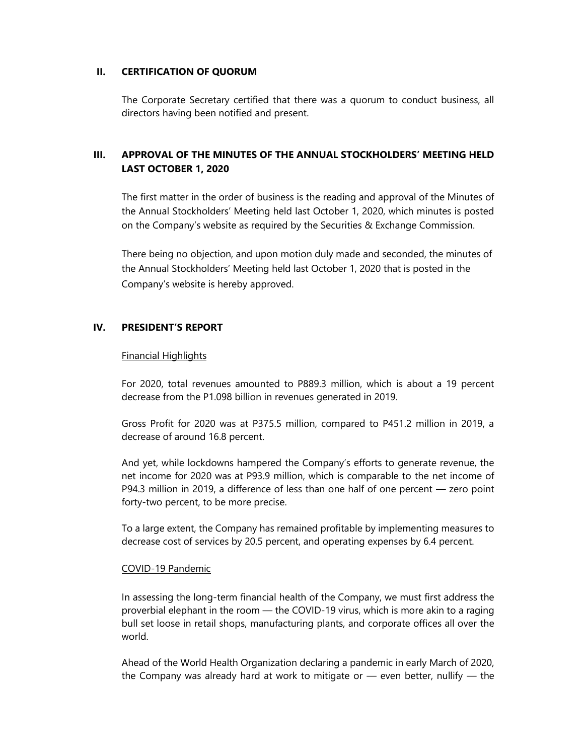## II. CERTIFICATION OF QUORUM

The Corporate Secretary certified that there was a quorum to conduct business, all directors having been notified and present.

## III. APPROVAL OF THE MINUTES OF THE ANNUAL STOCKHOLDERS' MEETING HELD LAST OCTOBER 1, 2020

The first matter in the order of business is the reading and approval of the Minutes of the Annual Stockholders' Meeting held last October 1, 2020, which minutes is posted on the Company's website as required by the Securities & Exchange Commission.

There being no objection, and upon motion duly made and seconded, the minutes of the Annual Stockholders' Meeting held last October 1, 2020 that is posted in the Company's website is hereby approved.

## IV. PRESIDENT'S REPORT

<u>Financial Highlights</u>

For 2020, total revenues amounted to P889.3 million, which is about a 19 percent decrease from the P1.098 billion in revenues generated in 2019.

Gross Profit for 2020 was at P375.5 million, compared to P451.2 million in 2019, a decrease of around 16.8 percent.

And yet, while lockdowns hampered the Company's efforts to generate revenue, the net income for 2020 was at P93.9 million, which is comparable to the net income of P94.3 million in 2019, a difference of less than one half of one percent — zero point forty-two percent, to be more precise.

To a large extent, the Company has remained profitable by implementing measures to decrease cost of services by 20.5 percent, and operating expenses by 6.4 percent.

<u>COVID-19 Pandemic</u>

In assessing the long-term financial health of the Company, we must first address the proverbial elephant in the room — the COVID-19 virus, which is more akin to a raging bull set loose in retail shops, manufacturing plants, and corporate offices all over the world.

Ahead of the World Health Organization declaring a pandemic in early March of 2020, the Company was already hard at work to mitigate or — even better, nullify — the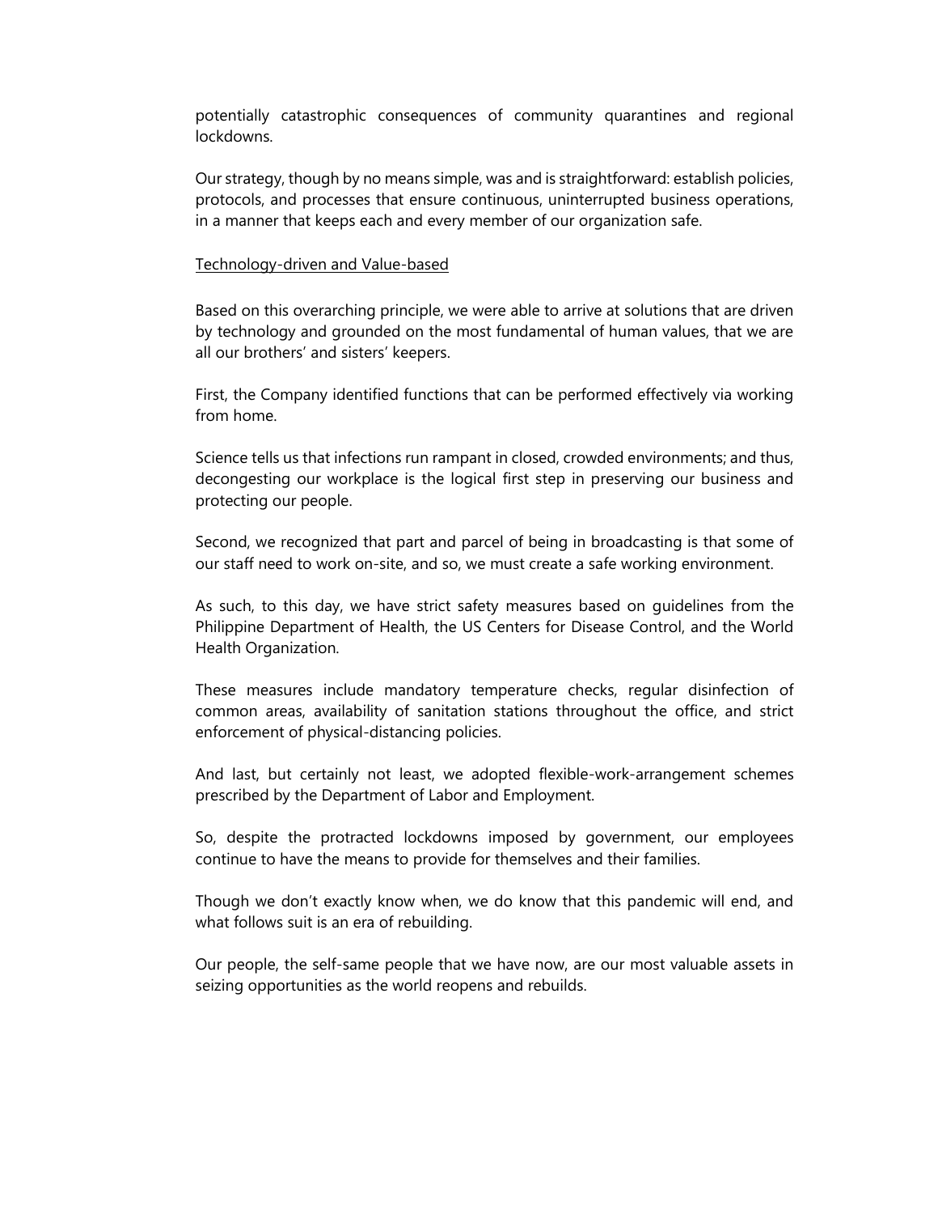potentially catastrophic consequences of community quarantines and regional lockdowns.

Our strategy, though by no means simple, was and is straightforward: establish policies, protocols, and processes that ensure continuous, uninterrupted business operations, in a manner that keeps each and every member of our organization safe.

<u>Technology-driven and Value-based</u>

Based on this overarching principle, we were able to arrive at solutions that are driven by technology and grounded on the most fundamental of human values, that we are all our brothers' and sisters' keepers.

First, the Company identified functions that can be performed effectively via working from home.

Science tells us that infections run rampant in closed, crowded environments; and thus, decongesting our workplace is the logical first step in preserving our business and protecting our people.

Second, we recognized that part and parcel of being in broadcasting is that some of our staff need to work on-site, and so, we must create a safe working environment.

As such, to this day, we have strict safety measures based on guidelines from the Philippine Department of Health, the US Centers for Disease Control, and the World Health Organization.

These measures include mandatory temperature checks, regular disinfection of common areas, availability of sanitation stations throughout the office, and strict enforcement of physical-distancing policies.

And last, but certainly not least, we adopted flexible-work-arrangement schemes prescribed by the Department of Labor and Employment.

So, despite the protracted lockdowns imposed by government, our employees continue to have the means to provide for themselves and their families.

Though we don't exactly know when, we do know that this pandemic will end, and what follows suit is an era of rebuilding.

Our people, the self-same people that we have now, are our most valuable assets in seizing opportunities as the world reopens and rebuilds.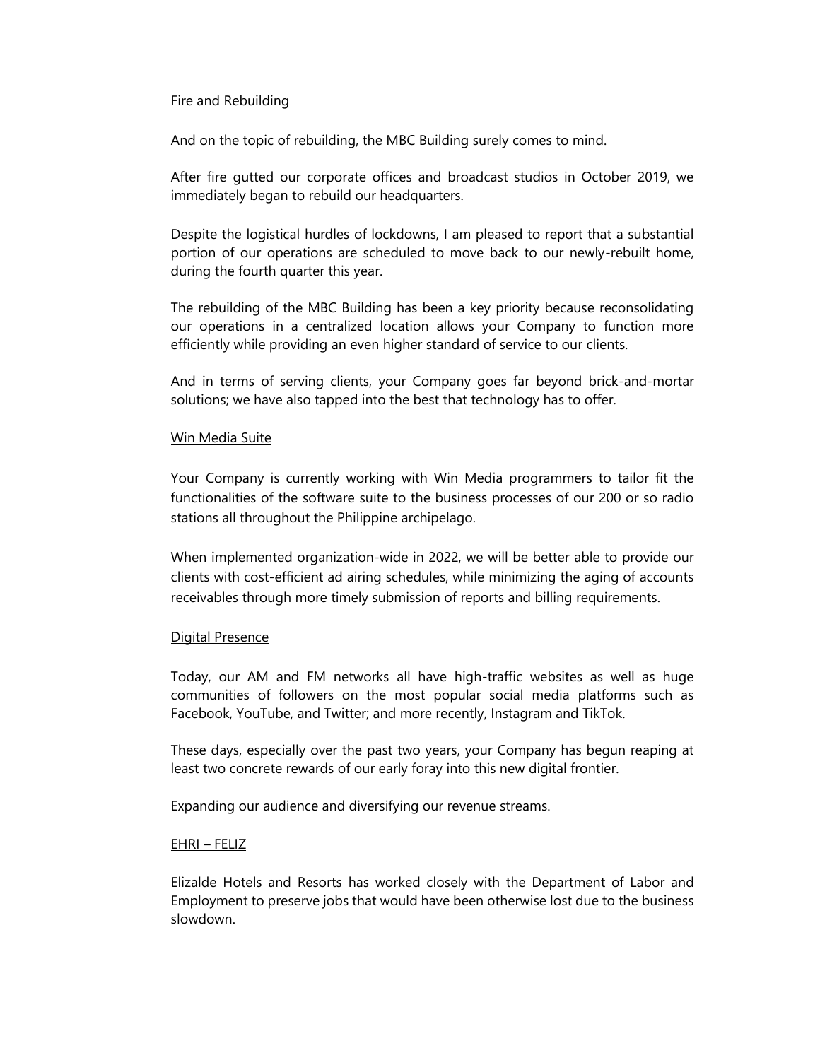## Fire and Rebuilding

And on the topic of rebuilding, the MBC Building surely comes to mind.

After fire gutted our corporate offices and broadcast studios in October 2019, we immediately began to rebuild our headquarters.

Despite the logistical hurdles of lockdowns, I am pleased to report that a substantial portion of our operations are scheduled to move back to our newly-rebuilt home, during the fourth quarter this year.

The rebuilding of the MBC Building has been a key priority because reconsolidating our operations in a centralized location allows your Company to function more efficiently while providing an even higher standard of service to our clients.

And in terms of serving clients, your Company goes far beyond brick-and-mortar solutions; we have also tapped into the best that technology has to offer.

## Win Media Suite

Your Company is currently working with Win Media programmers to tailor fit the functionalities of the software suite to the business processes of our 200 or so radio stations all throughout the Philippine archipelago.

When implemented organization-wide in 2022, we will be better able to provide our clients with cost-efficient ad airing schedules, while minimizing the aging of accounts receivables through more timely submission of reports and billing requirements.

## Digital Presence

Today, our AM and FM networks all have high-traffic websites as well as huge communities of followers on the most popular social media platforms such as Facebook, YouTube, and Twitter; and more recently, Instagram and TikTok.

These days, especially over the past two years, your Company has begun reaping at least two concrete rewards of our early foray into this new digital frontier.

Expanding our audience and diversifying our revenue streams.

## EHRI – FELIZ

Elizalde Hotels and Resorts has worked closely with the Department of Labor and Employment to preserve jobs that would have been otherwise lost due to the business slowdown.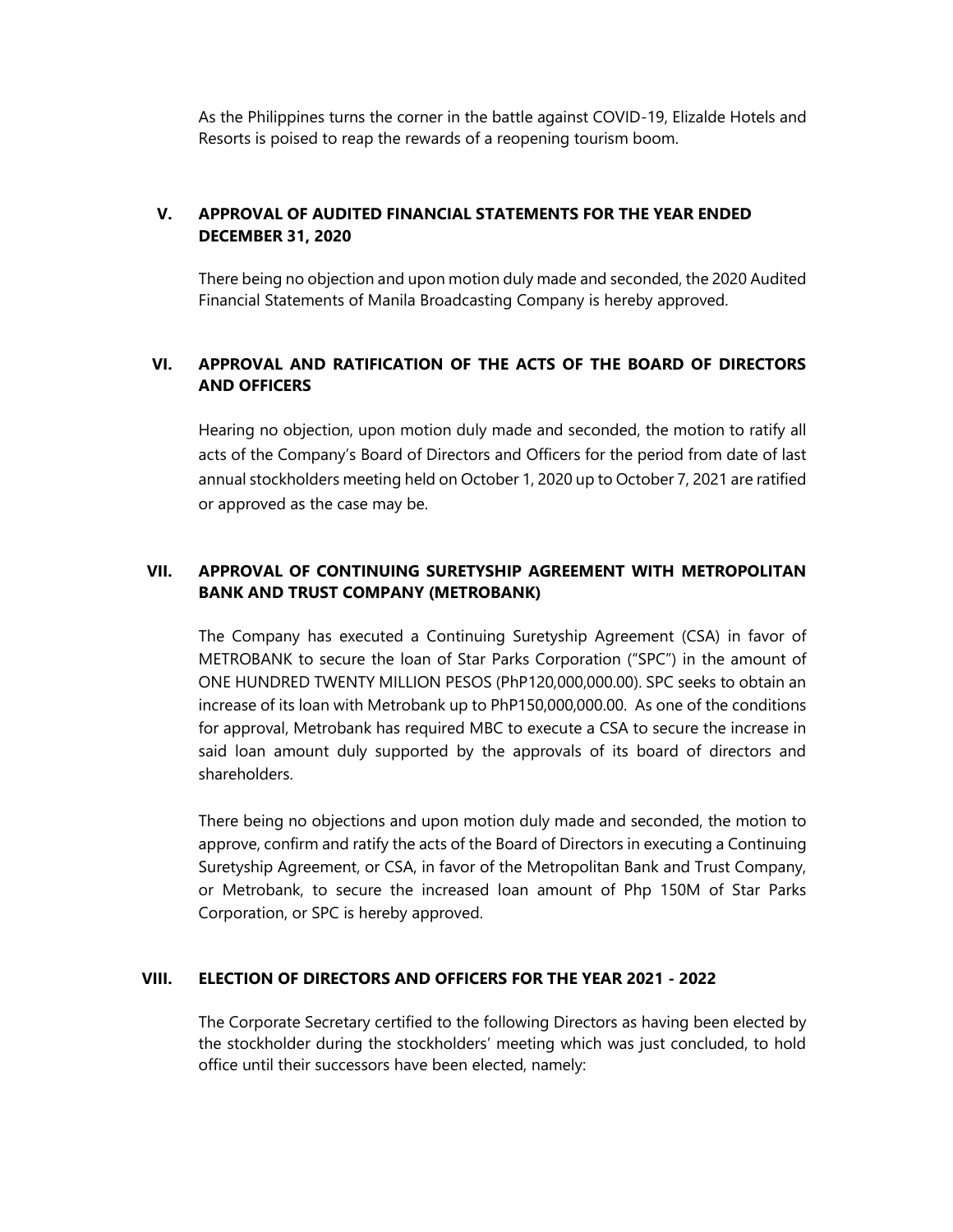As the Philippines turns the corner in the battle against COVID-19, Elizalde Hotels and Resorts is poised to reap the rewards of a reopening tourism boom.

## V. APPROVAL OF AUDITED FINANCIAL STATEMENTS FOR THE YEAR ENDED DECEMBER 31, 2020

There being no objection and upon motion duly made and seconded, the 2020 Audited Financial Statements of Manila Broadcasting Company is hereby approved.

## VI. APPROVAL AND RATIFICATION OF THE ACTS OF THE BOARD OF DIRECTORS AND OFFICERS

Hearing no objection, upon motion duly made and seconded, the motion to ratify all acts of the Company's Board of Directors and Officers for the period from date of last annual stockholders meeting held on October 1, 2020 up to October 7, 2021 are ratified or approved as the case may be.

## VII. APPROVAL OF CONTINUING SURETYSHIP AGREEMENT WITH METROPOLITAN BANK AND TRUST COMPANY (METROBANK)

The Company has executed a Continuing Suretyship Agreement (CSA) in favor of METROBANK to secure the loan of Star Parks Corporation ("SPC") in the amount of ONE HUNDRED TWENTY MILLION PESOS (PhP120,000,000.00). SPC seeks to obtain an increase of its loan with Metrobank up to PhP150,000,000.00. As one of the conditions for approval, Metrobank has required MBC to execute a CSA to secure the increase in said loan amount duly supported by the approvals of its board of directors and shareholders.

There being no objections and upon motion duly made and seconded, the motion to approve, confirm and ratify the acts of the Board of Directors in executing a Continuing Suretyship Agreement, or CSA, in favor of the Metropolitan Bank and Trust Company, or Metrobank, to secure the increased loan amount of Php 150M of Star Parks Corporation, or SPC is hereby approved.

## VIII. ELECTION OF DIRECTORS AND OFFICERS FOR THE YEAR 2021 - 2022

The Corporate Secretary certified to the following Directors as having been elected by the stockholder during the stockholders' meeting which was just concluded, to hold office until their successors have been elected, namely: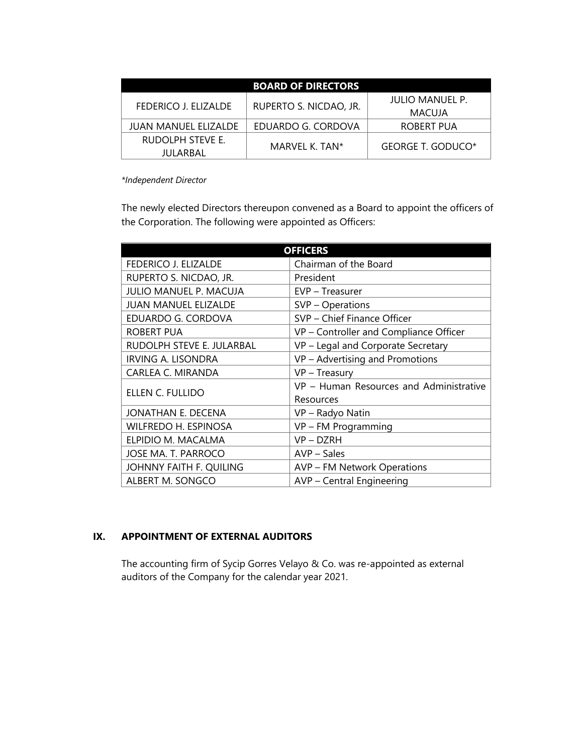| BOARD OF DIRECTORS | | |
|---|---|---|
| FEDERICO J. ELIZALDE | RUPERTO S. NICDAO, JR. | JULIO MANUEL P. MACUJA |
| JUAN MANUEL ELIZALDE | EDUARDO G. CORDOVA | ROBERT PUA |
| RUDOLPH STEVE E. JULARBAL | MARVEL K. TAN* | GEORGE T. GODUCO* |

*\*Independent Director*

The newly elected Directors thereupon convened as a Board to appoint the officers of the Corporation. The following were appointed as Officers:

| OFFICERS | |
|---|---|
| FEDERICO J. ELIZALDE | Chairman of the Board |
| RUPERTO S. NICDAO, JR. | President |
| JULIO MANUEL P. MACUJA | EVP – Treasurer |
| JUAN MANUEL ELIZALDE | SVP – Operations |
| EDUARDO G. CORDOVA | SVP – Chief Finance Officer |
| ROBERT PUA | VP – Controller and Compliance Officer |
| RUDOLPH STEVE E. JULARBAL | VP – Legal and Corporate Secretary |
| IRVING A. LISONDRA | VP – Advertising and Promotions |
| CARLEA C. MIRANDA | VP – Treasury |
| ELLEN C. FULLIDO | VP – Human Resources and Administrative Resources |
| JONATHAN E. DECENA | VP – Radyo Natin |
| WILFREDO H. ESPINOSA | VP – FM Programming |
| ELPIDIO M. MACALMA | VP – DZRH |
| JOSE MA. T. PARROCO | AVP – Sales |
| JOHNNY FAITH F. QUILING | AVP – FM Network Operations |
| ALBERT M. SONGCO | AVP – Central Engineering |

## IX. APPOINTMENT OF EXTERNAL AUDITORS

The accounting firm of Sycip Gorres Velayo & Co. was re-appointed as external auditors of the Company for the calendar year 2021.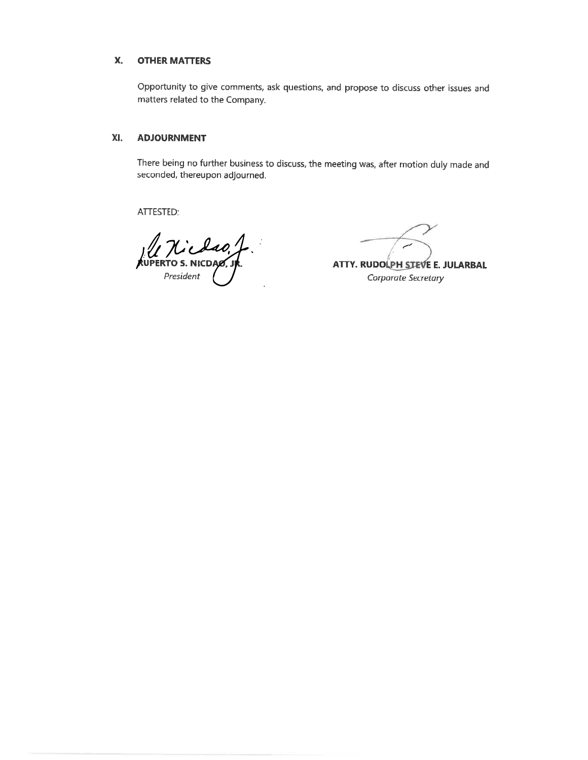## X. OTHER MATTERS

Opportunity to give comments, ask questions, and propose to discuss other issues and matters related to the Company.

## XI. ADJOURNMENT

There being no further business to discuss, the meeting was, after motion duly made and seconded, thereupon adjourned.

ATTESTED:

**RUPERTO S. NICDAO, JR.**
*President*

**ATTY. RUDOLPH STEVE E. JULARBAL**
*Corporate Secretary*